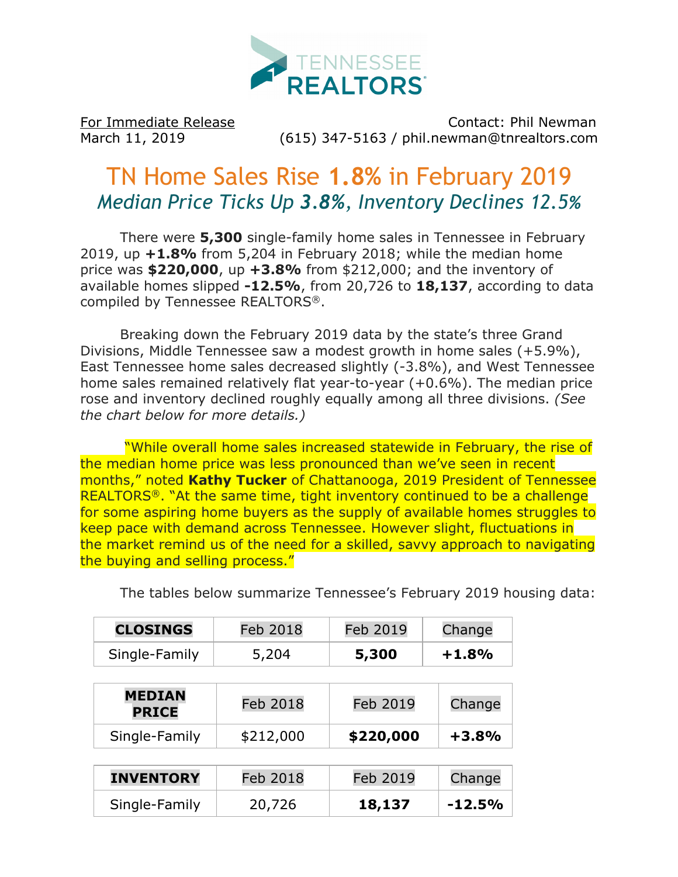TENNESSEE REALTORS®

For Immediate Release
March 11, 2019

Contact: Phil Newman
(615) 347-5163 / phil.newman@tnrealtors.com

# TN Home Sales Rise 1.8% in February 2019

## *Median Price Ticks Up 3.8%, Inventory Declines 12.5%*

There were **5,300** single-family home sales in Tennessee in February 2019, up **+1.8%** from 5,204 in February 2018; while the median home price was **$220,000**, up **+3.8%** from $212,000; and the inventory of available homes slipped **-12.5%**, from 20,726 to **18,137**, according to data compiled by Tennessee REALTORS®.

Breaking down the February 2019 data by the state's three Grand Divisions, Middle Tennessee saw a modest growth in home sales (+5.9%), East Tennessee home sales decreased slightly (-3.8%), and West Tennessee home sales remained relatively flat year-to-year (+0.6%). The median price rose and inventory declined roughly equally among all three divisions. *(See the chart below for more details.)*

"While overall home sales increased statewide in February, the rise of the median home price was less pronounced than we've seen in recent months," noted **Kathy Tucker** of Chattanooga, 2019 President of Tennessee REALTORS®. "At the same time, tight inventory continued to be a challenge for some aspiring home buyers as the supply of available homes struggles to keep pace with demand across Tennessee. However slight, fluctuations in the market remind us of the need for a skilled, savvy approach to navigating the buying and selling process."

The tables below summarize Tennessee's February 2019 housing data:

| **CLOSINGS** | Feb 2018 | Feb 2019 | Change |
| --- | --- | --- | --- |
| Single-Family | 5,204 | **5,300** | **+1.8%** |

| **MEDIAN PRICE** | Feb 2018 | Feb 2019 | Change |
| --- | --- | --- | --- |
| Single-Family | $212,000 | **$220,000** | **+3.8%** |

| **INVENTORY** | Feb 2018 | Feb 2019 | Change |
| --- | --- | --- | --- |
| Single-Family | 20,726 | **18,137** | **-12.5%** |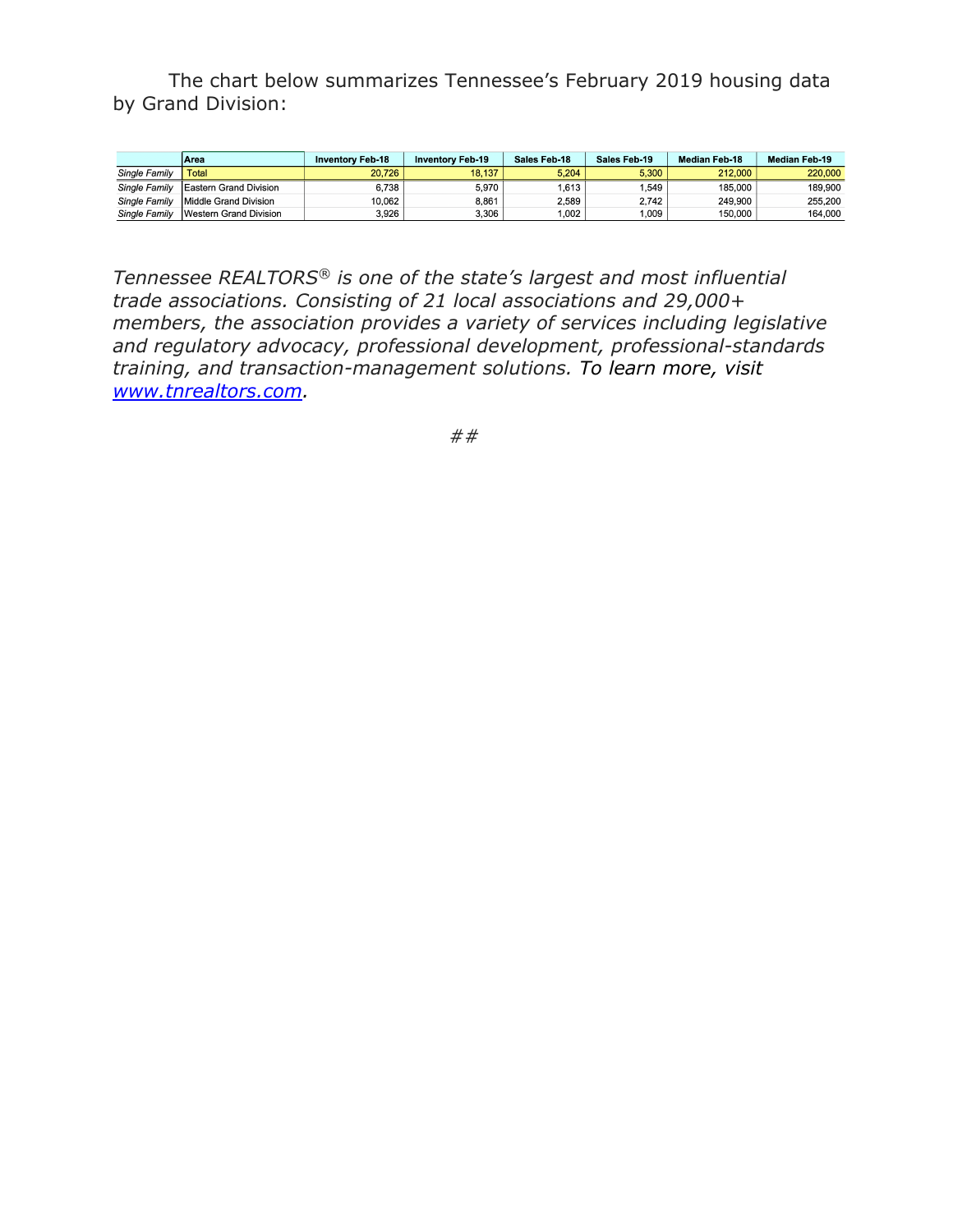The chart below summarizes Tennessee's February 2019 housing data by Grand Division:

| | Area | Inventory Feb-18 | Inventory Feb-19 | Sales Feb-18 | Sales Feb-19 | Median Feb-18 | Median Feb-19 |
|---|---|---|---|---|---|---|---|
| *Single Family* | Total | 20,726 | 18,137 | 5,204 | 5,300 | 212,000 | 220,000 |
| *Single Family* | Eastern Grand Division | 6,738 | 5,970 | 1,613 | 1,549 | 185,000 | 189,900 |
| *Single Family* | Middle Grand Division | 10,062 | 8,861 | 2,589 | 2,742 | 249,900 | 255,200 |
| *Single Family* | Western Grand Division | 3,926 | 3,306 | 1,002 | 1,009 | 150,000 | 164,000 |

*Tennessee REALTORS® is one of the state's largest and most influential trade associations. Consisting of 21 local associations and 29,000+ members, the association provides a variety of services including legislative and regulatory advocacy, professional development, professional-standards training, and transaction-management solutions.* To learn more, visit [www.tnrealtors.com](http://www.tnrealtors.com).

##